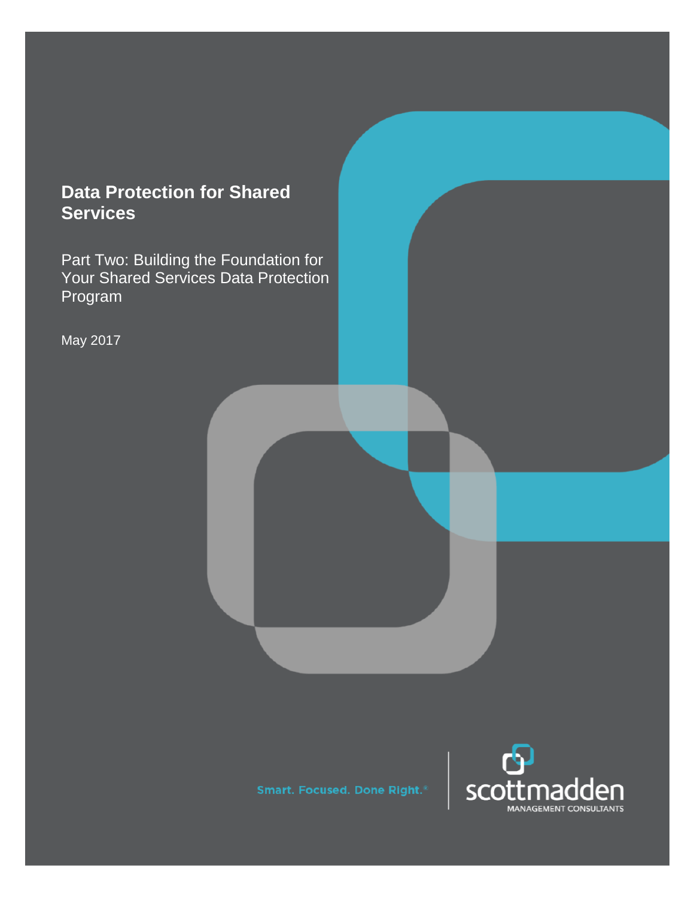# Data Protection for Shared Services

Part Two: Building the Foundation for Your Shared Services Data Protection Program

May 2017

Smart. Focused. Done Right.®

scottmadden
MANAGEMENT CONSULTANTS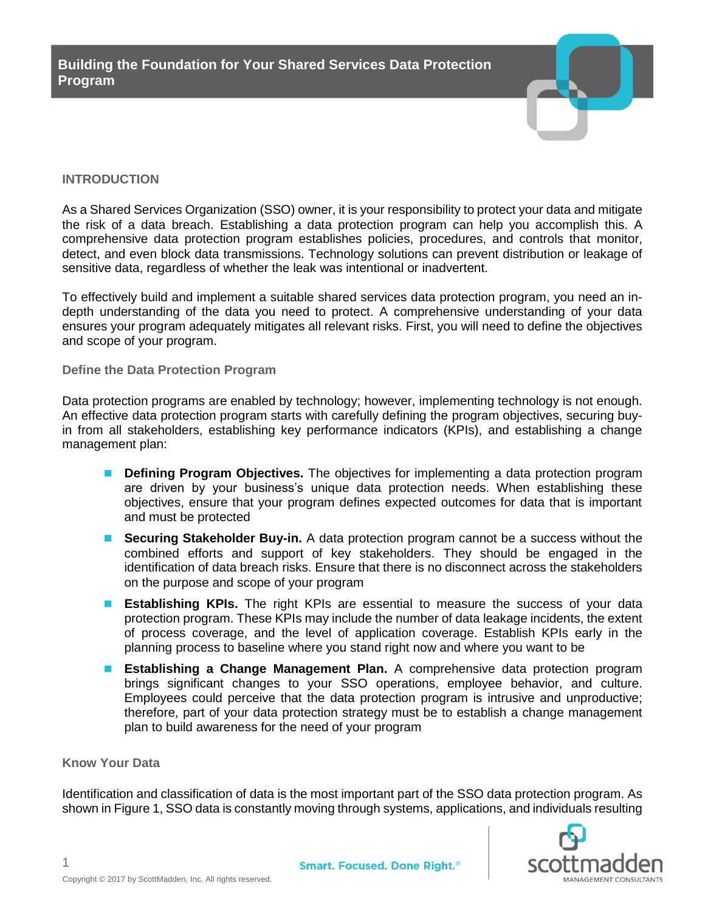# Building the Foundation for Your Shared Services Data Protection Program

## INTRODUCTION

As a Shared Services Organization (SSO) owner, it is your responsibility to protect your data and mitigate the risk of a data breach. Establishing a data protection program can help you accomplish this. A comprehensive data protection program establishes policies, procedures, and controls that monitor, detect, and even block data transmissions. Technology solutions can prevent distribution or leakage of sensitive data, regardless of whether the leak was intentional or inadvertent.

To effectively build and implement a suitable shared services data protection program, you need an in-depth understanding of the data you need to protect. A comprehensive understanding of your data ensures your program adequately mitigates all relevant risks. First, you will need to define the objectives and scope of your program.

### Define the Data Protection Program

Data protection programs are enabled by technology; however, implementing technology is not enough. An effective data protection program starts with carefully defining the program objectives, securing buy-in from all stakeholders, establishing key performance indicators (KPIs), and establishing a change management plan:

- **Defining Program Objectives.** The objectives for implementing a data protection program are driven by your business's unique data protection needs. When establishing these objectives, ensure that your program defines expected outcomes for data that is important and must be protected
- **Securing Stakeholder Buy-in.** A data protection program cannot be a success without the combined efforts and support of key stakeholders. They should be engaged in the identification of data breach risks. Ensure that there is no disconnect across the stakeholders on the purpose and scope of your program
- **Establishing KPIs.** The right KPIs are essential to measure the success of your data protection program. These KPIs may include the number of data leakage incidents, the extent of process coverage, and the level of application coverage. Establish KPIs early in the planning process to baseline where you stand right now and where you want to be
- **Establishing a Change Management Plan.** A comprehensive data protection program brings significant changes to your SSO operations, employee behavior, and culture. Employees could perceive that the data protection program is intrusive and unproductive; therefore, part of your data protection strategy must be to establish a change management plan to build awareness for the need of your program

### Know Your Data

Identification and classification of data is the most important part of the SSO data protection program. As shown in Figure 1, SSO data is constantly moving through systems, applications, and individuals resulting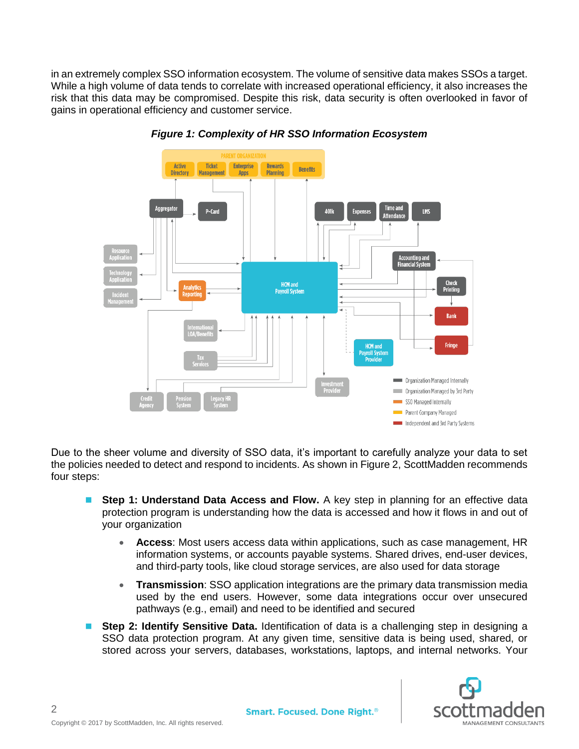in an extremely complex SSO information ecosystem. The volume of sensitive data makes SSOs a target. While a high volume of data tends to correlate with increased operational efficiency, it also increases the risk that this data may be compromised. Despite this risk, data security is often overlooked in favor of gains in operational efficiency and customer service.

***Figure 1: Complexity of HR SSO Information Ecosystem***

Due to the sheer volume and diversity of SSO data, it's important to carefully analyze your data to set the policies needed to detect and respond to incidents. As shown in Figure 2, ScottMadden recommends four steps:

- **Step 1: Understand Data Access and Flow.** A key step in planning for an effective data protection program is understanding how the data is accessed and how it flows in and out of your organization
  - **Access**: Most users access data within applications, such as case management, HR information systems, or accounts payable systems. Shared drives, end-user devices, and third-party tools, like cloud storage services, are also used for data storage
  - **Transmission**: SSO application integrations are the primary data transmission media used by the end users. However, some data integrations occur over unsecured pathways (e.g., email) and need to be identified and secured
- **Step 2: Identify Sensitive Data.** Identification of data is a challenging step in designing a SSO data protection program. At any given time, sensitive data is being used, shared, or stored across your servers, databases, workstations, laptops, and internal networks. Your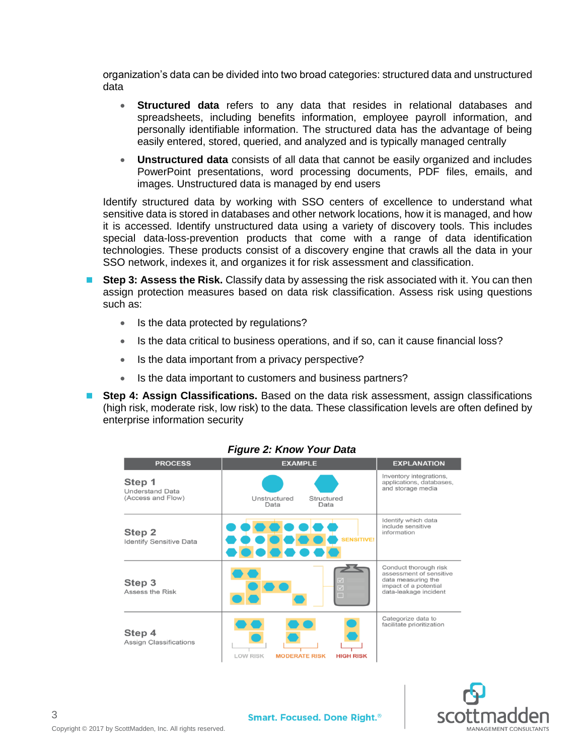organization's data can be divided into two broad categories: structured data and unstructured data

- **Structured data** refers to any data that resides in relational databases and spreadsheets, including benefits information, employee payroll information, and personally identifiable information. The structured data has the advantage of being easily entered, stored, queried, and analyzed and is typically managed centrally
- **Unstructured data** consists of all data that cannot be easily organized and includes PowerPoint presentations, word processing documents, PDF files, emails, and images. Unstructured data is managed by end users

Identify structured data by working with SSO centers of excellence to understand what sensitive data is stored in databases and other network locations, how it is managed, and how it is accessed. Identify unstructured data using a variety of discovery tools. This includes special data-loss-prevention products that come with a range of data identification technologies. These products consist of a discovery engine that crawls all the data in your SSO network, indexes it, and organizes it for risk assessment and classification.

- **Step 3: Assess the Risk.** Classify data by assessing the risk associated with it. You can then assign protection measures based on data risk classification. Assess risk using questions such as:
  - Is the data protected by regulations?
  - Is the data critical to business operations, and if so, can it cause financial loss?
  - Is the data important from a privacy perspective?
  - Is the data important to customers and business partners?
- **Step 4: Assign Classifications.** Based on the data risk assessment, assign classifications (high risk, moderate risk, low risk) to the data. These classification levels are often defined by enterprise information security

***Figure 2: Know Your Data***

| PROCESS | EXAMPLE | EXPLANATION |
|---|---|---|
| **Step 1** Understand Data (Access and Flow) | Unstructured Data; Structured Data | Inventory integrations, applications, databases, and storage media |
| **Step 2** Identify Sensitive Data | SENSITIVE! | Identify which data include sensitive information |
| **Step 3** Assess the Risk | | Conduct thorough risk assessment of sensitive data measuring the impact of a potential data-leakage incident |
| **Step 4** Assign Classifications | LOW RISK; MODERATE RISK; HIGH RISK | Categorize data to facilitate prioritization |

Smart. Focused. Done Right.®

Copyright © 2017 by ScottMadden, Inc. All rights reserved.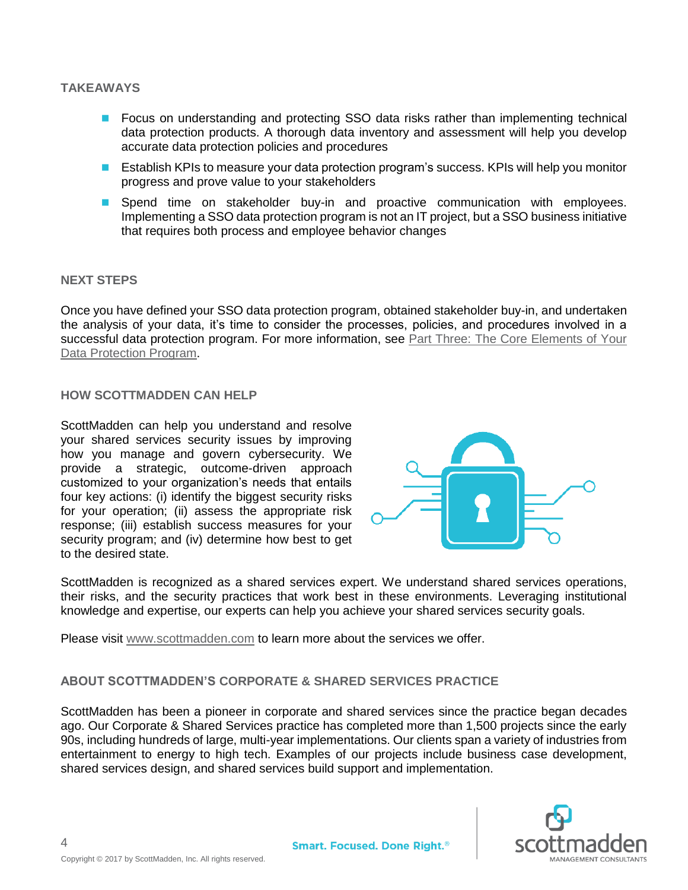## TAKEAWAYS

- Focus on understanding and protecting SSO data risks rather than implementing technical data protection products. A thorough data inventory and assessment will help you develop accurate data protection policies and procedures
- Establish KPIs to measure your data protection program's success. KPIs will help you monitor progress and prove value to your stakeholders
- Spend time on stakeholder buy-in and proactive communication with employees. Implementing a SSO data protection program is not an IT project, but a SSO business initiative that requires both process and employee behavior changes

## NEXT STEPS

Once you have defined your SSO data protection program, obtained stakeholder buy-in, and undertaken the analysis of your data, it's time to consider the processes, policies, and procedures involved in a successful data protection program. For more information, see Part Three: The Core Elements of Your Data Protection Program.

## HOW SCOTTMADDEN CAN HELP

ScottMadden can help you understand and resolve your shared services security issues by improving how you manage and govern cybersecurity. We provide a strategic, outcome-driven approach customized to your organization's needs that entails four key actions: (i) identify the biggest security risks for your operation; (ii) assess the appropriate risk response; (iii) establish success measures for your security program; and (iv) determine how best to get to the desired state.

ScottMadden is recognized as a shared services expert. We understand shared services operations, their risks, and the security practices that work best in these environments. Leveraging institutional knowledge and expertise, our experts can help you achieve your shared services security goals.

Please visit www.scottmadden.com to learn more about the services we offer.

## ABOUT SCOTTMADDEN'S CORPORATE & SHARED SERVICES PRACTICE

ScottMadden has been a pioneer in corporate and shared services since the practice began decades ago. Our Corporate & Shared Services practice has completed more than 1,500 projects since the early 90s, including hundreds of large, multi-year implementations. Our clients span a variety of industries from entertainment to energy to high tech. Examples of our projects include business case development, shared services design, and shared services build support and implementation.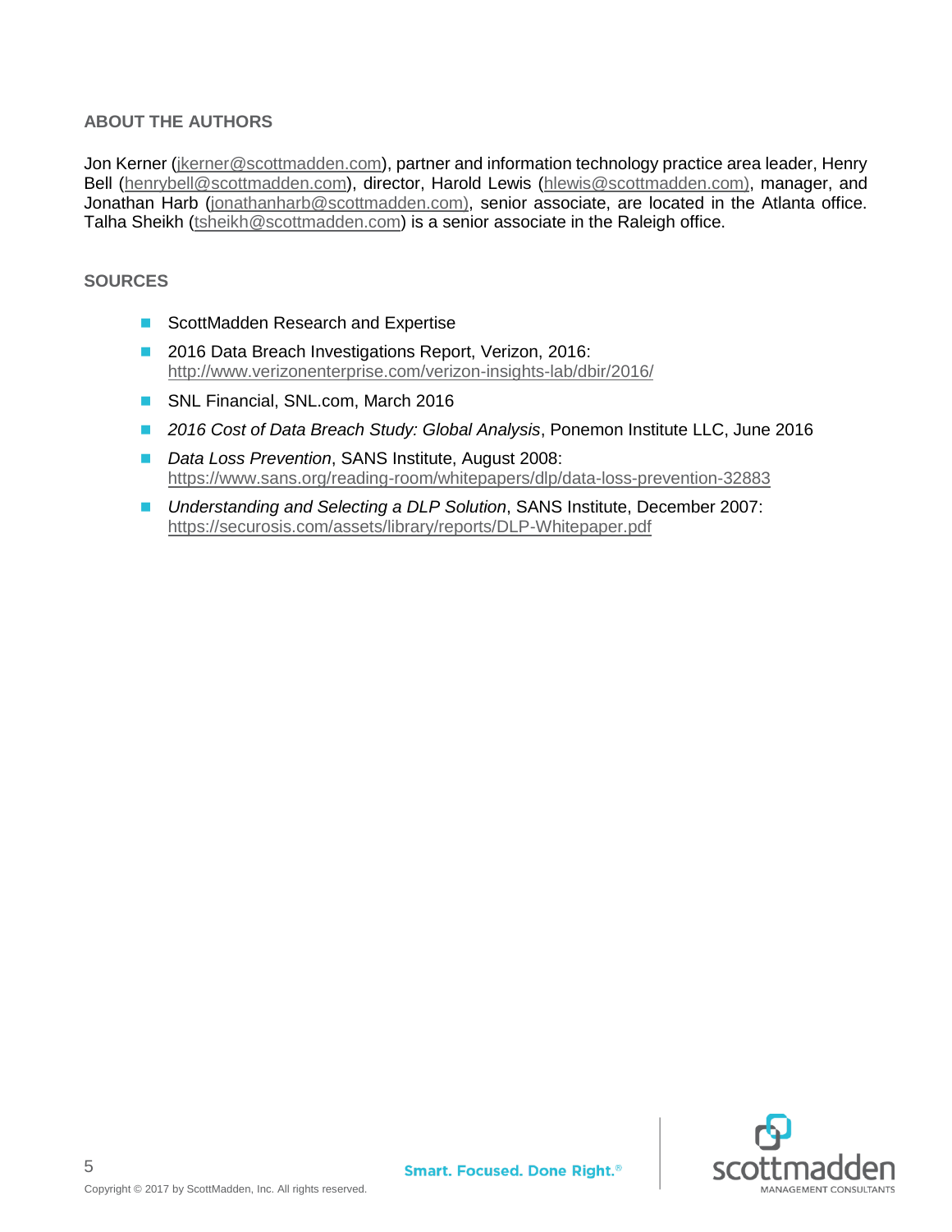## ABOUT THE AUTHORS

Jon Kerner (jkerner@scottmadden.com), partner and information technology practice area leader, Henry Bell (henrybell@scottmadden.com), director, Harold Lewis (hlewis@scottmadden.com), manager, and Jonathan Harb (jonathanharb@scottmadden.com), senior associate, are located in the Atlanta office. Talha Sheikh (tsheikh@scottmadden.com) is a senior associate in the Raleigh office.

## SOURCES

- ScottMadden Research and Expertise
- 2016 Data Breach Investigations Report, Verizon, 2016: http://www.verizonenterprise.com/verizon-insights-lab/dbir/2016/
- SNL Financial, SNL.com, March 2016
- *2016 Cost of Data Breach Study: Global Analysis*, Ponemon Institute LLC, June 2016
- *Data Loss Prevention*, SANS Institute, August 2008: https://www.sans.org/reading-room/whitepapers/dlp/data-loss-prevention-32883
- *Understanding and Selecting a DLP Solution*, SANS Institute, December 2007: https://securosis.com/assets/library/reports/DLP-Whitepaper.pdf